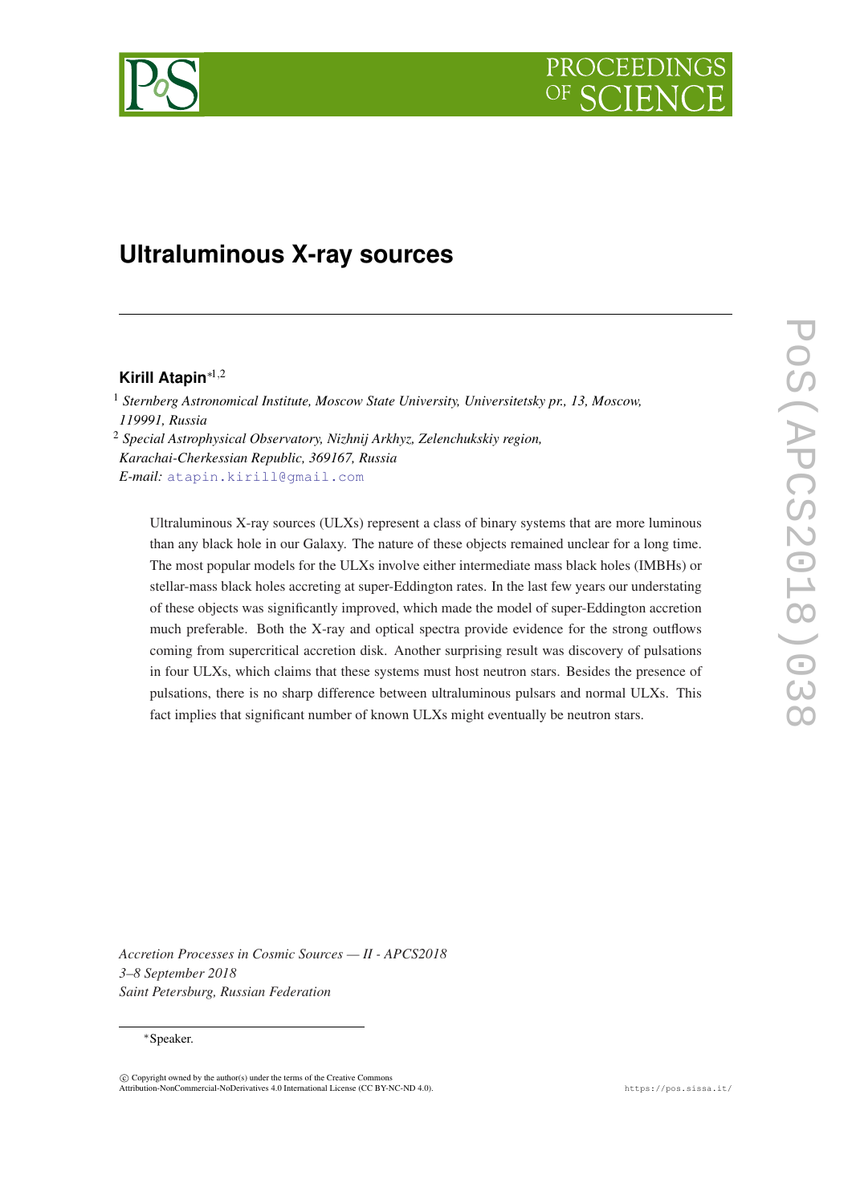# Ultraluminous X-ray sources

**Kirill Atapin**[*1,2]

[1] *Sternberg Astronomical Institute, Moscow State University, Universitetsky pr., 13, Moscow, 119991, Russia*

[2] *Special Astrophysical Observatory, Nizhnij Arkhyz, Zelenchukskiy region, Karachai-Cherkessian Republic, 369167, Russia*

*E-mail:* atapin.kirill@gmail.com

Ultraluminous X-ray sources (ULXs) represent a class of binary systems that are more luminous than any black hole in our Galaxy. The nature of these objects remained unclear for a long time. The most popular models for the ULXs involve either intermediate mass black holes (IMBHs) or stellar-mass black holes accreting at super-Eddington rates. In the last few years our understating of these objects was significantly improved, which made the model of super-Eddington accretion much preferable. Both the X-ray and optical spectra provide evidence for the strong outflows coming from supercritical accretion disk. Another surprising result was discovery of pulsations in four ULXs, which claims that these systems must host neutron stars. Besides the presence of pulsations, there is no sharp difference between ultraluminous pulsars and normal ULXs. This fact implies that significant number of known ULXs might eventually be neutron stars.

*Accretion Processes in Cosmic Sources — II - APCS2018*
*3–8 September 2018*
*Saint Petersburg, Russian Federation*

*Speaker.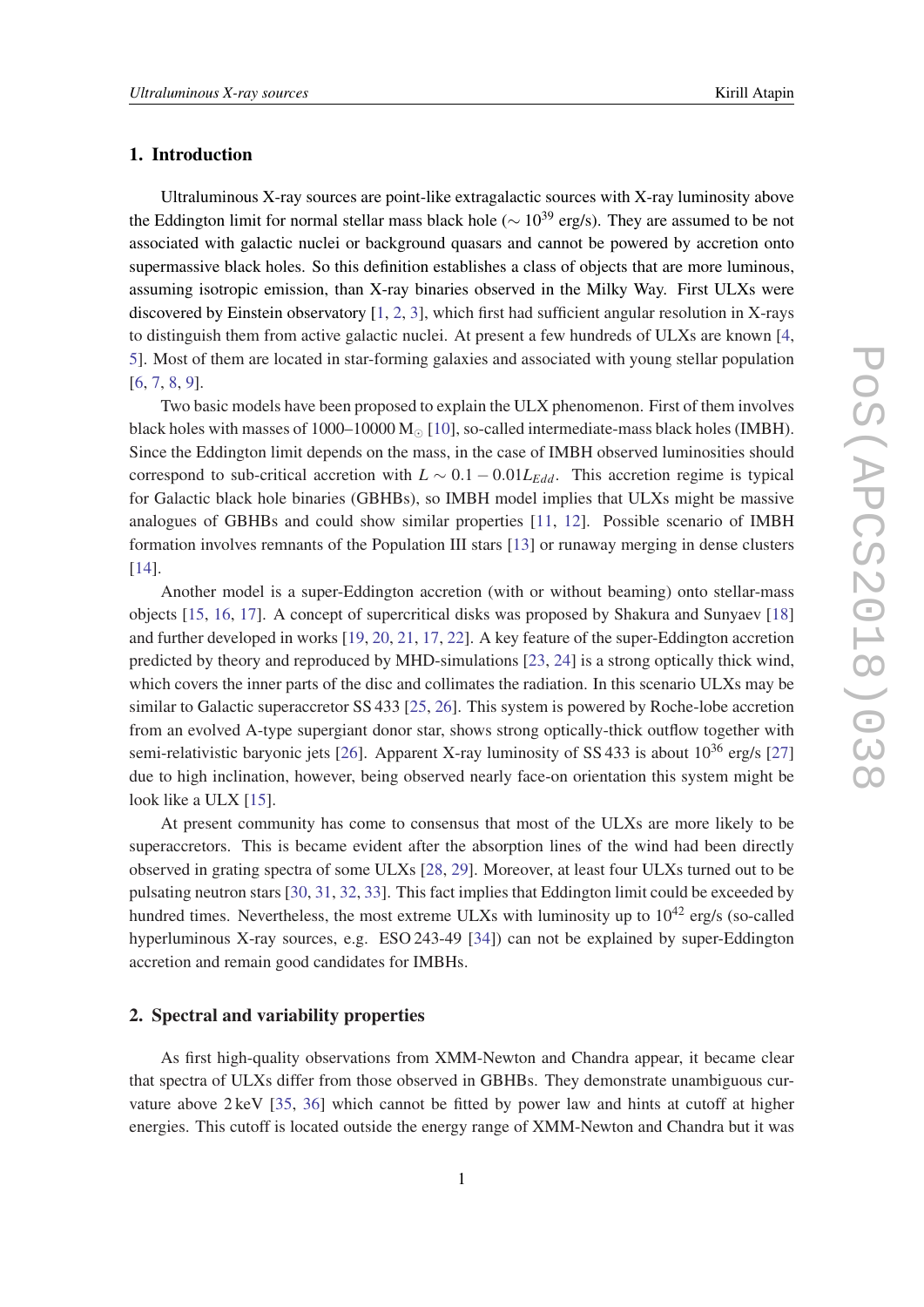## 1. Introduction

Ultraluminous X-ray sources are point-like extragalactic sources with X-ray luminosity above the Eddington limit for normal stellar mass black hole ($\sim 10^{39}$ erg/s). They are assumed to be not associated with galactic nuclei or background quasars and cannot be powered by accretion onto supermassive black holes. So this definition establishes a class of objects that are more luminous, assuming isotropic emission, than X-ray binaries observed in the Milky Way. First ULXs were discovered by Einstein observatory [1, 2, 3], which first had sufficient angular resolution in X-rays to distinguish them from active galactic nuclei. At present a few hundreds of ULXs are known [4, 5]. Most of them are located in star-forming galaxies and associated with young stellar population [6, 7, 8, 9].

Two basic models have been proposed to explain the ULX phenomenon. First of them involves black holes with masses of 1000–10000 $M_{\odot}$ [10], so-called intermediate-mass black holes (IMBH). Since the Eddington limit depends on the mass, in the case of IMBH observed luminosities should correspond to sub-critical accretion with $L \sim 0.1 - 0.01 L_{Edd}$. This accretion regime is typical for Galactic black hole binaries (GBHBs), so IMBH model implies that ULXs might be massive analogues of GBHBs and could show similar properties [11, 12]. Possible scenario of IMBH formation involves remnants of the Population III stars [13] or runaway merging in dense clusters [14].

Another model is a super-Eddington accretion (with or without beaming) onto stellar-mass objects [15, 16, 17]. A concept of supercritical disks was proposed by Shakura and Sunyaev [18] and further developed in works [19, 20, 21, 17, 22]. A key feature of the super-Eddington accretion predicted by theory and reproduced by MHD-simulations [23, 24] is a strong optically thick wind, which covers the inner parts of the disc and collimates the radiation. In this scenario ULXs may be similar to Galactic superaccretor SS 433 [25, 26]. This system is powered by Roche-lobe accretion from an evolved A-type supergiant donor star, shows strong optically-thick outflow together with semi-relativistic baryonic jets [26]. Apparent X-ray luminosity of SS 433 is about $10^{36}$ erg/s [27] due to high inclination, however, being observed nearly face-on orientation this system might be look like a ULX [15].

At present community has come to consensus that most of the ULXs are more likely to be superaccretors. This is became evident after the absorption lines of the wind had been directly observed in grating spectra of some ULXs [28, 29]. Moreover, at least four ULXs turned out to be pulsating neutron stars [30, 31, 32, 33]. This fact implies that Eddington limit could be exceeded by hundred times. Nevertheless, the most extreme ULXs with luminosity up to $10^{42}$ erg/s (so-called hyperluminous X-ray sources, e.g. ESO 243-49 [34]) can not be explained by super-Eddington accretion and remain good candidates for IMBHs.

## 2. Spectral and variability properties

As first high-quality observations from XMM-Newton and Chandra appear, it became clear that spectra of ULXs differ from those observed in GBHBs. They demonstrate unambiguous curvature above 2 keV [35, 36] which cannot be fitted by power law and hints at cutoff at higher energies. This cutoff is located outside the energy range of XMM-Newton and Chandra but it was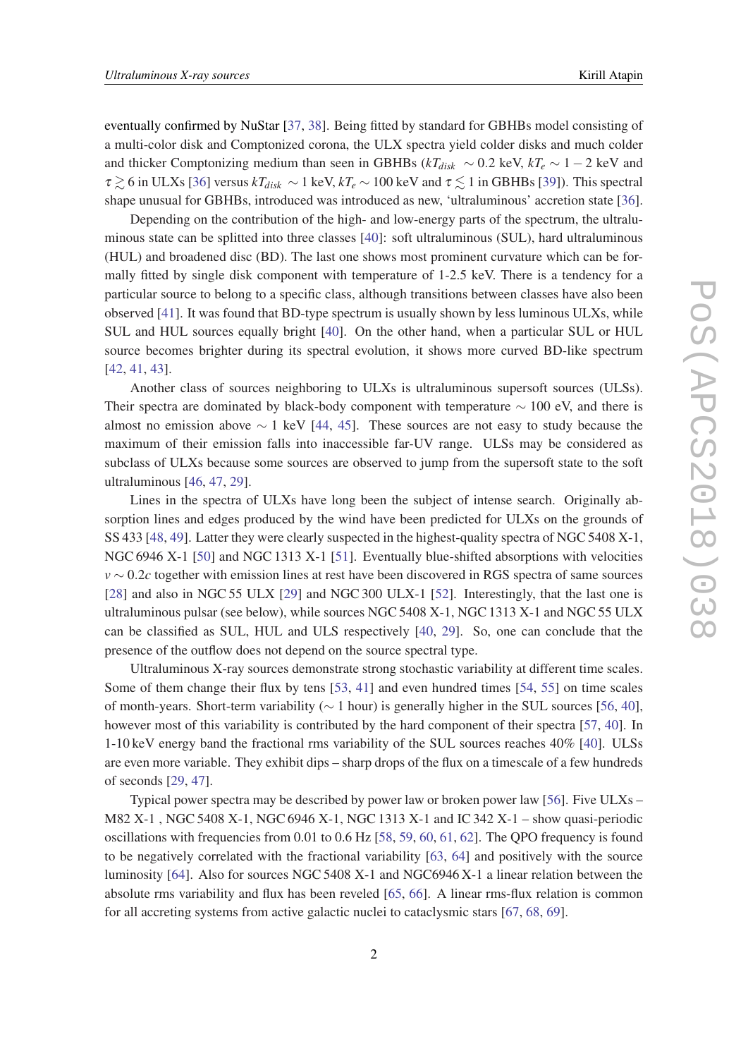eventually confirmed by NuStar [37, 38]. Being fitted by standard for GBHBs model consisting of a multi-color disk and Comptonized corona, the ULX spectra yield colder disks and much colder and thicker Comptonizing medium than seen in GBHBs ($kT_{disk} \sim 0.2$ keV, $kT_e \sim 1-2$ keV and $\tau \gtrsim 6$ in ULXs [36] versus $kT_{disk} \sim 1$ keV, $kT_e \sim 100$ keV and $\tau \lesssim 1$ in GBHBs [39]). This spectral shape unusual for GBHBs, introduced was introduced as new, 'ultraluminous' accretion state [36].

Depending on the contribution of the high- and low-energy parts of the spectrum, the ultraluminous state can be splitted into three classes [40]: soft ultraluminous (SUL), hard ultraluminous (HUL) and broadened disc (BD). The last one shows most prominent curvature which can be formally fitted by single disk component with temperature of 1-2.5 keV. There is a tendency for a particular source to belong to a specific class, although transitions between classes have also been observed [41]. It was found that BD-type spectrum is usually shown by less luminous ULXs, while SUL and HUL sources equally bright [40]. On the other hand, when a particular SUL or HUL source becomes brighter during its spectral evolution, it shows more curved BD-like spectrum [42, 41, 43].

Another class of sources neighboring to ULXs is ultraluminous supersoft sources (ULSs). Their spectra are dominated by black-body component with temperature $\sim 100$ eV, and there is almost no emission above $\sim 1$ keV [44, 45]. These sources are not easy to study because the maximum of their emission falls into inaccessible far-UV range. ULSs may be considered as subclass of ULXs because some sources are observed to jump from the supersoft state to the soft ultraluminous [46, 47, 29].

Lines in the spectra of ULXs have long been the subject of intense search. Originally absorption lines and edges produced by the wind have been predicted for ULXs on the grounds of SS 433 [48, 49]. Latter they were clearly suspected in the highest-quality spectra of NGC 5408 X-1, NGC 6946 X-1 [50] and NGC 1313 X-1 [51]. Eventually blue-shifted absorptions with velocities $v \sim 0.2c$ together with emission lines at rest have been discovered in RGS spectra of same sources [28] and also in NGC 55 ULX [29] and NGC 300 ULX-1 [52]. Interestingly, that the last one is ultraluminous pulsar (see below), while sources NGC 5408 X-1, NGC 1313 X-1 and NGC 55 ULX can be classified as SUL, HUL and ULS respectively [40, 29]. So, one can conclude that the presence of the outflow does not depend on the source spectral type.

Ultraluminous X-ray sources demonstrate strong stochastic variability at different time scales. Some of them change their flux by tens [53, 41] and even hundred times [54, 55] on time scales of month-years. Short-term variability ($\sim 1$ hour) is generally higher in the SUL sources [56, 40], however most of this variability is contributed by the hard component of their spectra [57, 40]. In 1-10 keV energy band the fractional rms variability of the SUL sources reaches 40% [40]. ULSs are even more variable. They exhibit dips – sharp drops of the flux on a timescale of a few hundreds of seconds [29, 47].

Typical power spectra may be described by power law or broken power law [56]. Five ULXs – M82 X-1 , NGC 5408 X-1, NGC 6946 X-1, NGC 1313 X-1 and IC 342 X-1 – show quasi-periodic oscillations with frequencies from 0.01 to 0.6 Hz [58, 59, 60, 61, 62]. The QPO frequency is found to be negatively correlated with the fractional variability [63, 64] and positively with the source luminosity [64]. Also for sources NGC 5408 X-1 and NGC6946 X-1 a linear relation between the absolute rms variability and flux has been reveled [65, 66]. A linear rms-flux relation is common for all accreting systems from active galactic nuclei to cataclysmic stars [67, 68, 69].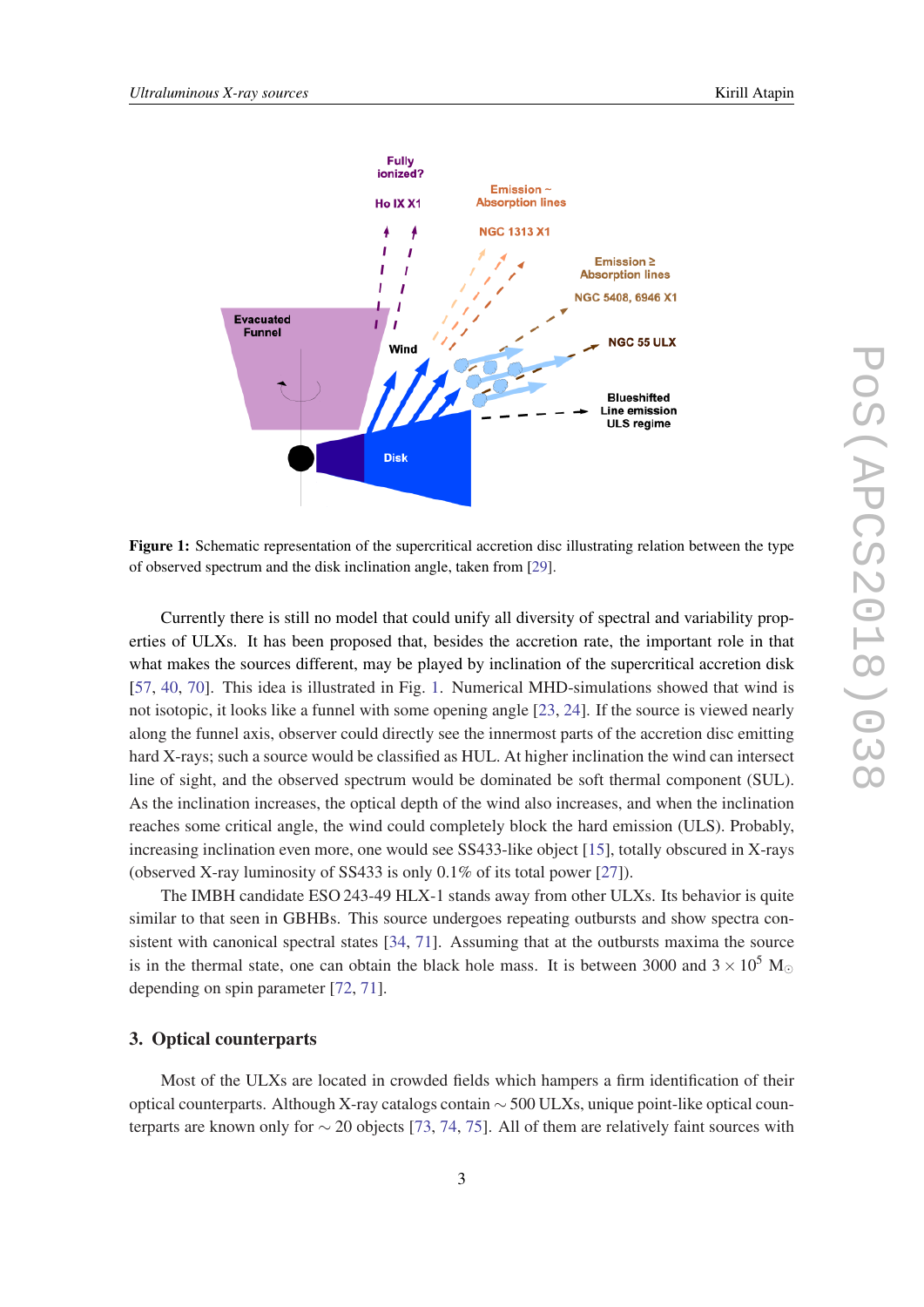**Figure 1:** Schematic representation of the supercritical accretion disc illustrating relation between the type of observed spectrum and the disk inclination angle, taken from [29].

Currently there is still no model that could unify all diversity of spectral and variability properties of ULXs. It has been proposed that, besides the accretion rate, the important role in that what makes the sources different, may be played by inclination of the supercritical accretion disk [57, 40, 70]. This idea is illustrated in Fig. 1. Numerical MHD-simulations showed that wind is not isotopic, it looks like a funnel with some opening angle [23, 24]. If the source is viewed nearly along the funnel axis, observer could directly see the innermost parts of the accretion disc emitting hard X-rays; such a source would be classified as HUL. At higher inclination the wind can intersect line of sight, and the observed spectrum would be dominated be soft thermal component (SUL). As the inclination increases, the optical depth of the wind also increases, and when the inclination reaches some critical angle, the wind could completely block the hard emission (ULS). Probably, increasing inclination even more, one would see SS433-like object [15], totally obscured in X-rays (observed X-ray luminosity of SS433 is only 0.1% of its total power [27]).

The IMBH candidate ESO 243-49 HLX-1 stands away from other ULXs. Its behavior is quite similar to that seen in GBHBs. This source undergoes repeating outbursts and show spectra consistent with canonical spectral states [34, 71]. Assuming that at the outbursts maxima the source is in the thermal state, one can obtain the black hole mass. It is between 3000 and $3 \times 10^5$ $M_{\odot}$ depending on spin parameter [72, 71].

## 3. Optical counterparts

Most of the ULXs are located in crowded fields which hampers a firm identification of their optical counterparts. Although X-ray catalogs contain $\sim 500$ ULXs, unique point-like optical counterparts are known only for $\sim 20$ objects [73, 74, 75]. All of them are relatively faint sources with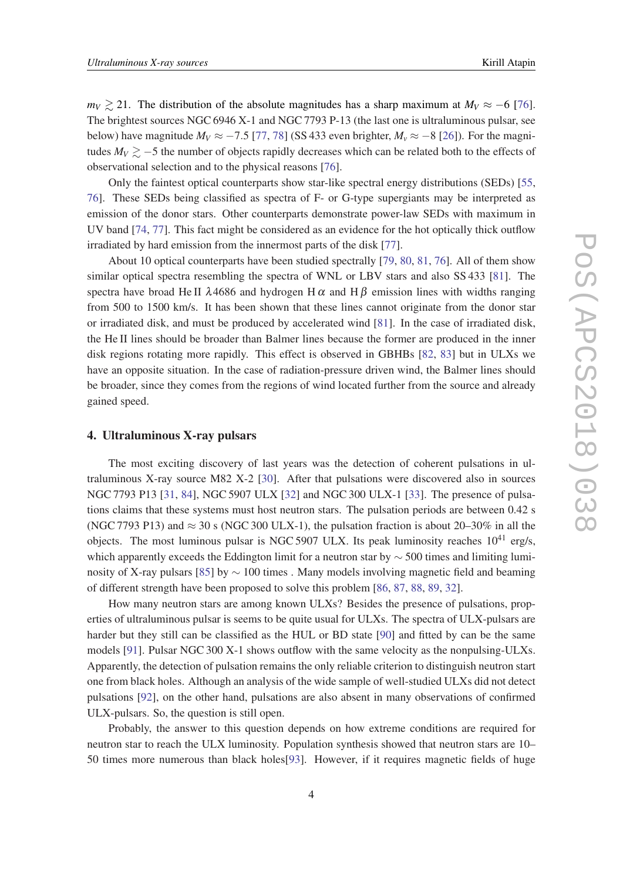$m_V \gtrsim 21$. The distribution of the absolute magnitudes has a sharp maximum at $M_V \approx -6$ [76]. The brightest sources NGC 6946 X-1 and NGC 7793 P-13 (the last one is ultraluminous pulsar, see below) have magnitude $M_V \approx -7.5$ [77, 78] (SS 433 even brighter, $M_v \approx -8$ [26]). For the magnitudes $M_V \gtrsim -5$ the number of objects rapidly decreases which can be related both to the effects of observational selection and to the physical reasons [76].

Only the faintest optical counterparts show star-like spectral energy distributions (SEDs) [55, 76]. These SEDs being classified as spectra of F- or G-type supergiants may be interpreted as emission of the donor stars. Other counterparts demonstrate power-law SEDs with maximum in UV band [74, 77]. This fact might be considered as an evidence for the hot optically thick outflow irradiated by hard emission from the innermost parts of the disk [77].

About 10 optical counterparts have been studied spectrally [79, 80, 81, 76]. All of them show similar optical spectra resembling the spectra of WNL or LBV stars and also SS 433 [81]. The spectra have broad He II $\lambda 4686$ and hydrogen H $\alpha$ and H $\beta$ emission lines with widths ranging from 500 to 1500 km/s. It has been shown that these lines cannot originate from the donor star or irradiated disk, and must be produced by accelerated wind [81]. In the case of irradiated disk, the He II lines should be broader than Balmer lines because the former are produced in the inner disk regions rotating more rapidly. This effect is observed in GBHBs [82, 83] but in ULXs we have an opposite situation. In the case of radiation-pressure driven wind, the Balmer lines should be broader, since they comes from the regions of wind located further from the source and already gained speed.

## 4. Ultraluminous X-ray pulsars

The most exciting discovery of last years was the detection of coherent pulsations in ultraluminous X-ray source M82 X-2 [30]. After that pulsations were discovered also in sources NGC 7793 P13 [31, 84], NGC 5907 ULX [32] and NGC 300 ULX-1 [33]. The presence of pulsations claims that these systems must host neutron stars. The pulsation periods are between 0.42 s (NGC 7793 P13) and $\approx 30$ s (NGC 300 ULX-1), the pulsation fraction is about 20–30% in all the objects. The most luminous pulsar is NGC 5907 ULX. Its peak luminosity reaches $10^{41}$ erg/s, which apparently exceeds the Eddington limit for a neutron star by $\sim 500$ times and limiting luminosity of X-ray pulsars [85] by $\sim 100$ times . Many models involving magnetic field and beaming of different strength have been proposed to solve this problem [86, 87, 88, 89, 32].

How many neutron stars are among known ULXs? Besides the presence of pulsations, properties of ultraluminous pulsar is seems to be quite usual for ULXs. The spectra of ULX-pulsars are harder but they still can be classified as the HUL or BD state [90] and fitted by can be the same models [91]. Pulsar NGC 300 X-1 shows outflow with the same velocity as the nonpulsing-ULXs. Apparently, the detection of pulsation remains the only reliable criterion to distinguish neutron start one from black holes. Although an analysis of the wide sample of well-studied ULXs did not detect pulsations [92], on the other hand, pulsations are also absent in many observations of confirmed ULX-pulsars. So, the question is still open.

Probably, the answer to this question depends on how extreme conditions are required for neutron star to reach the ULX luminosity. Population synthesis showed that neutron stars are 10–50 times more numerous than black holes[93]. However, if it requires magnetic fields of huge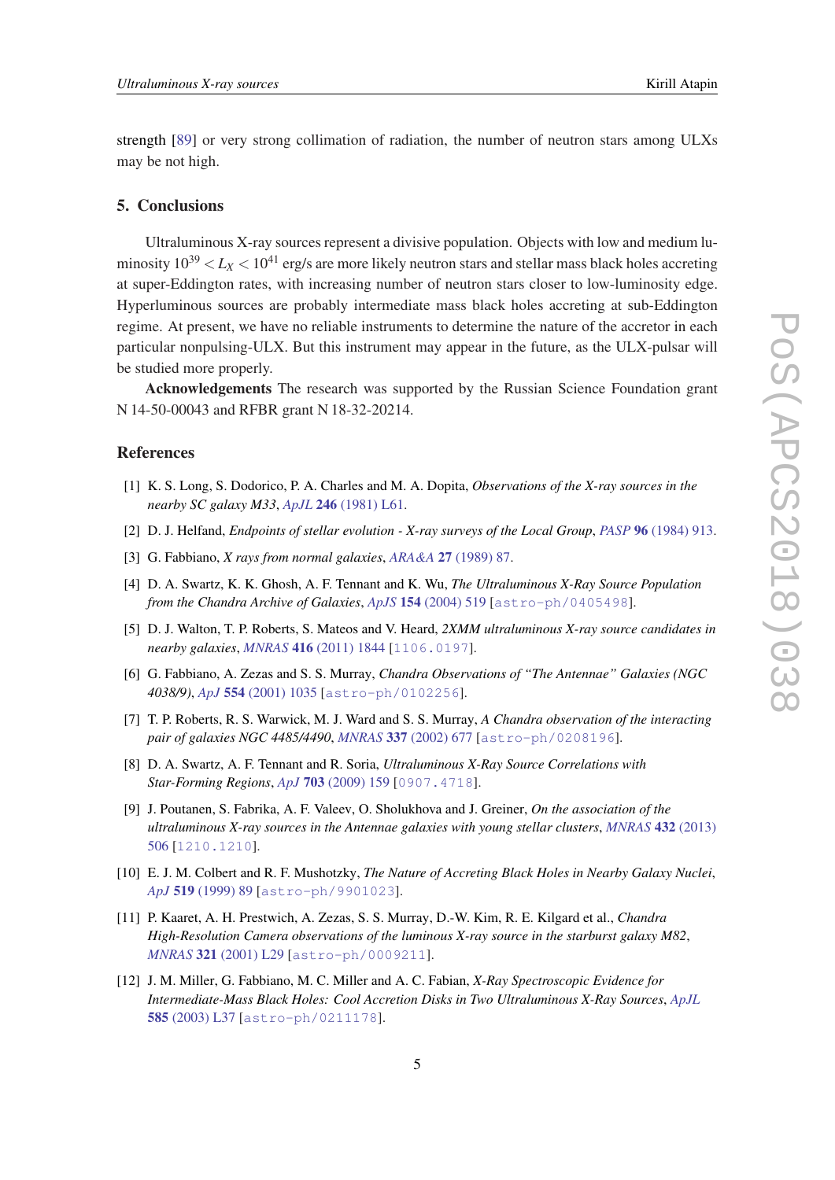strength [89] or very strong collimation of radiation, the number of neutron stars among ULXs may be not high.

## 5. Conclusions

Ultraluminous X-ray sources represent a divisive population. Objects with low and medium luminosity $10^{39} < L_X < 10^{41}$ erg/s are more likely neutron stars and stellar mass black holes accreting at super-Eddington rates, with increasing number of neutron stars closer to low-luminosity edge. Hyperluminous sources are probably intermediate mass black holes accreting at sub-Eddington regime. At present, we have no reliable instruments to determine the nature of the accretor in each particular nonpulsing-ULX. But this instrument may appear in the future, as the ULX-pulsar will be studied more properly.

**Acknowledgements** The research was supported by the Russian Science Foundation grant N 14-50-00043 and RFBR grant N 18-32-20214.

## References

[1] K. S. Long, S. Dodorico, P. A. Charles and M. A. Dopita, *Observations of the X-ray sources in the nearby SC galaxy M33*, *ApJL* **246** (1981) L61.

[2] D. J. Helfand, *Endpoints of stellar evolution - X-ray surveys of the Local Group*, *PASP* **96** (1984) 913.

[3] G. Fabbiano, *X rays from normal galaxies*, *ARA&A* **27** (1989) 87.

[4] D. A. Swartz, K. K. Ghosh, A. F. Tennant and K. Wu, *The Ultraluminous X-Ray Source Population from the Chandra Archive of Galaxies*, *ApJS* **154** (2004) 519 [astro-ph/0405498].

[5] D. J. Walton, T. P. Roberts, S. Mateos and V. Heard, *2XMM ultraluminous X-ray source candidates in nearby galaxies*, *MNRAS* **416** (2011) 1844 [1106.0197].

[6] G. Fabbiano, A. Zezas and S. S. Murray, *Chandra Observations of "The Antennae" Galaxies (NGC 4038/9)*, *ApJ* **554** (2001) 1035 [astro-ph/0102256].

[7] T. P. Roberts, R. S. Warwick, M. J. Ward and S. S. Murray, *A Chandra observation of the interacting pair of galaxies NGC 4485/4490*, *MNRAS* **337** (2002) 677 [astro-ph/0208196].

[8] D. A. Swartz, A. F. Tennant and R. Soria, *Ultraluminous X-Ray Source Correlations with Star-Forming Regions*, *ApJ* **703** (2009) 159 [0907.4718].

[9] J. Poutanen, S. Fabrika, A. F. Valeev, O. Sholukhova and J. Greiner, *On the association of the ultraluminous X-ray sources in the Antennae galaxies with young stellar clusters*, *MNRAS* **432** (2013) 506 [1210.1210].

[10] E. J. M. Colbert and R. F. Mushotzky, *The Nature of Accreting Black Holes in Nearby Galaxy Nuclei*, *ApJ* **519** (1999) 89 [astro-ph/9901023].

[11] P. Kaaret, A. H. Prestwich, A. Zezas, S. S. Murray, D.-W. Kim, R. E. Kilgard et al., *Chandra High-Resolution Camera observations of the luminous X-ray source in the starburst galaxy M82*, *MNRAS* **321** (2001) L29 [astro-ph/0009211].

[12] J. M. Miller, G. Fabbiano, M. C. Miller and A. C. Fabian, *X-Ray Spectroscopic Evidence for Intermediate-Mass Black Holes: Cool Accretion Disks in Two Ultraluminous X-Ray Sources*, *ApJL* **585** (2003) L37 [astro-ph/0211178].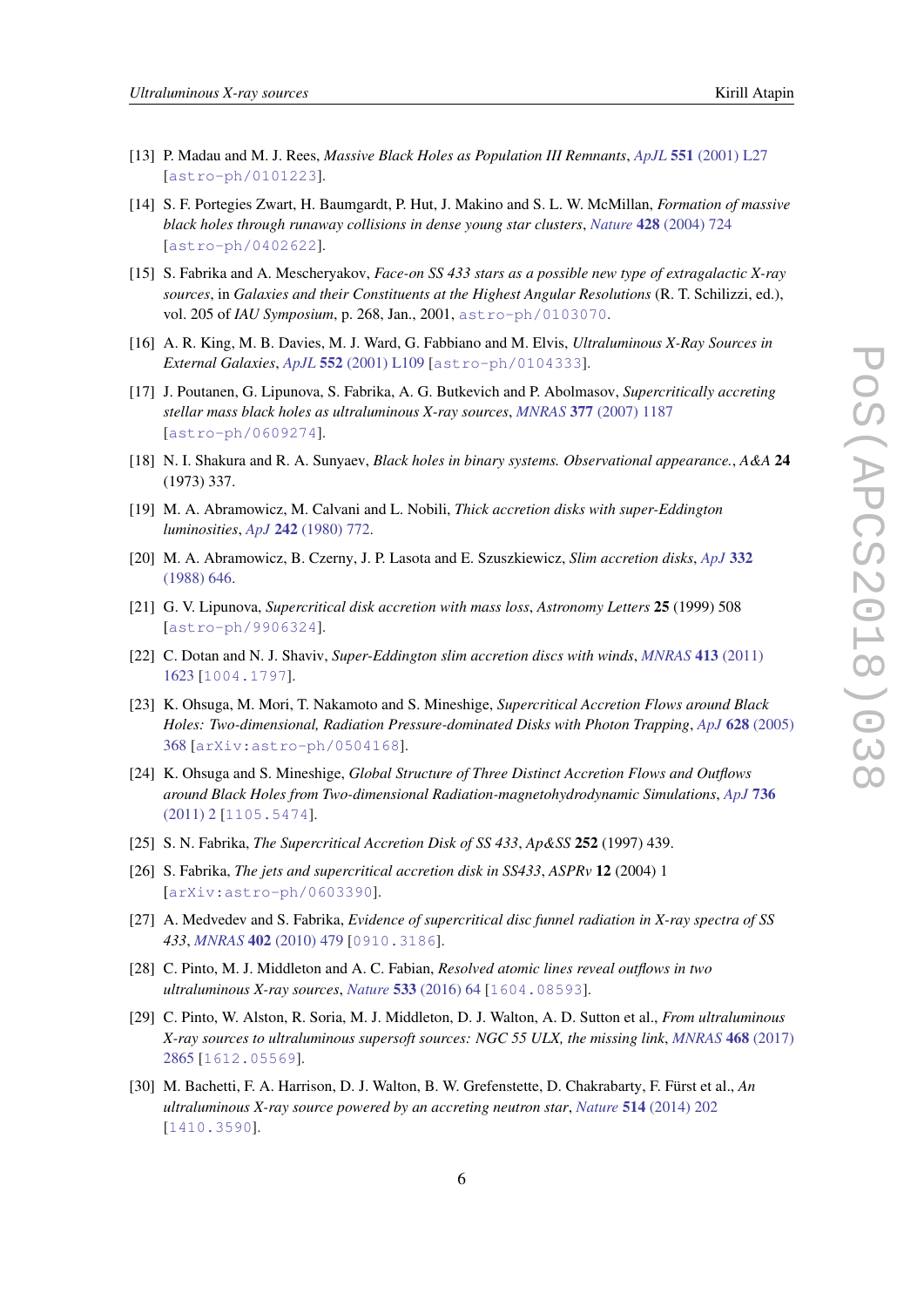[13] P. Madau and M. J. Rees, *Massive Black Holes as Population III Remnants*, *ApJL* **551** (2001) L27 [astro-ph/0101223].

[14] S. F. Portegies Zwart, H. Baumgardt, P. Hut, J. Makino and S. L. W. McMillan, *Formation of massive black holes through runaway collisions in dense young star clusters*, *Nature* **428** (2004) 724 [astro-ph/0402622].

[15] S. Fabrika and A. Mescheryakov, *Face-on SS 433 stars as a possible new type of extragalactic X-ray sources*, in *Galaxies and their Constituents at the Highest Angular Resolutions* (R. T. Schilizzi, ed.), vol. 205 of *IAU Symposium*, p. 268, Jan., 2001, astro-ph/0103070.

[16] A. R. King, M. B. Davies, M. J. Ward, G. Fabbiano and M. Elvis, *Ultraluminous X-Ray Sources in External Galaxies*, *ApJL* **552** (2001) L109 [astro-ph/0104333].

[17] J. Poutanen, G. Lipunova, S. Fabrika, A. G. Butkevich and P. Abolmasov, *Supercritically accreting stellar mass black holes as ultraluminous X-ray sources*, *MNRAS* **377** (2007) 1187 [astro-ph/0609274].

[18] N. I. Shakura and R. A. Sunyaev, *Black holes in binary systems. Observational appearance.*, *A&A* **24** (1973) 337.

[19] M. A. Abramowicz, M. Calvani and L. Nobili, *Thick accretion disks with super-Eddington luminosities*, *ApJ* **242** (1980) 772.

[20] M. A. Abramowicz, B. Czerny, J. P. Lasota and E. Szuszkiewicz, *Slim accretion disks*, *ApJ* **332** (1988) 646.

[21] G. V. Lipunova, *Supercritical disk accretion with mass loss*, *Astronomy Letters* **25** (1999) 508 [astro-ph/9906324].

[22] C. Dotan and N. J. Shaviv, *Super-Eddington slim accretion discs with winds*, *MNRAS* **413** (2011) 1623 [1004.1797].

[23] K. Ohsuga, M. Mori, T. Nakamoto and S. Mineshige, *Supercritical Accretion Flows around Black Holes: Two-dimensional, Radiation Pressure-dominated Disks with Photon Trapping*, *ApJ* **628** (2005) 368 [arXiv:astro-ph/0504168].

[24] K. Ohsuga and S. Mineshige, *Global Structure of Three Distinct Accretion Flows and Outflows around Black Holes from Two-dimensional Radiation-magnetohydrodynamic Simulations*, *ApJ* **736** (2011) 2 [1105.5474].

[25] S. N. Fabrika, *The Supercritical Accretion Disk of SS 433*, *Ap&SS* **252** (1997) 439.

[26] S. Fabrika, *The jets and supercritical accretion disk in SS433*, *ASPRv* **12** (2004) 1 [arXiv:astro-ph/0603390].

[27] A. Medvedev and S. Fabrika, *Evidence of supercritical disc funnel radiation in X-ray spectra of SS 433*, *MNRAS* **402** (2010) 479 [0910.3186].

[28] C. Pinto, M. J. Middleton and A. C. Fabian, *Resolved atomic lines reveal outflows in two ultraluminous X-ray sources*, *Nature* **533** (2016) 64 [1604.08593].

[29] C. Pinto, W. Alston, R. Soria, M. J. Middleton, D. J. Walton, A. D. Sutton et al., *From ultraluminous X-ray sources to ultraluminous supersoft sources: NGC 55 ULX, the missing link*, *MNRAS* **468** (2017) 2865 [1612.05569].

[30] M. Bachetti, F. A. Harrison, D. J. Walton, B. W. Grefenstette, D. Chakrabarty, F. Fürst et al., *An ultraluminous X-ray source powered by an accreting neutron star*, *Nature* **514** (2014) 202 [1410.3590].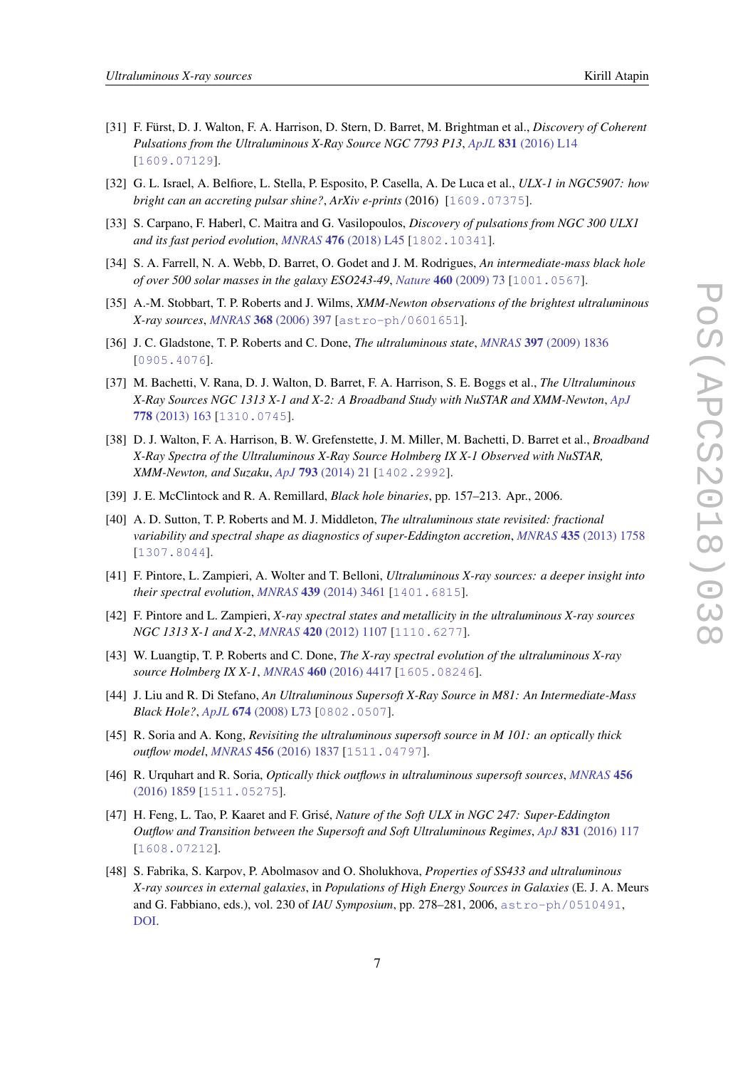[31] F. Fürst, D. J. Walton, F. A. Harrison, D. Stern, D. Barret, M. Brightman et al., *Discovery of Coherent Pulsations from the Ultraluminous X-Ray Source NGC 7793 P13*, *ApJL* **831** (2016) L14 [1609.07129].

[32] G. L. Israel, A. Belfiore, L. Stella, P. Esposito, P. Casella, A. De Luca et al., *ULX-1 in NGC5907: how bright can an accreting pulsar shine?*, *ArXiv e-prints* (2016) [1609.07375].

[33] S. Carpano, F. Haberl, C. Maitra and G. Vasilopoulos, *Discovery of pulsations from NGC 300 ULX1 and its fast period evolution*, *MNRAS* **476** (2018) L45 [1802.10341].

[34] S. A. Farrell, N. A. Webb, D. Barret, O. Godet and J. M. Rodrigues, *An intermediate-mass black hole of over 500 solar masses in the galaxy ESO243-49*, *Nature* **460** (2009) 73 [1001.0567].

[35] A.-M. Stobbart, T. P. Roberts and J. Wilms, *XMM-Newton observations of the brightest ultraluminous X-ray sources*, *MNRAS* **368** (2006) 397 [astro-ph/0601651].

[36] J. C. Gladstone, T. P. Roberts and C. Done, *The ultraluminous state*, *MNRAS* **397** (2009) 1836 [0905.4076].

[37] M. Bachetti, V. Rana, D. J. Walton, D. Barret, F. A. Harrison, S. E. Boggs et al., *The Ultraluminous X-Ray Sources NGC 1313 X-1 and X-2: A Broadband Study with NuSTAR and XMM-Newton*, *ApJ* **778** (2013) 163 [1310.0745].

[38] D. J. Walton, F. A. Harrison, B. W. Grefenstette, J. M. Miller, M. Bachetti, D. Barret et al., *Broadband X-Ray Spectra of the Ultraluminous X-Ray Source Holmberg IX X-1 Observed with NuSTAR, XMM-Newton, and Suzaku*, *ApJ* **793** (2014) 21 [1402.2992].

[39] J. E. McClintock and R. A. Remillard, *Black hole binaries*, pp. 157–213. Apr., 2006.

[40] A. D. Sutton, T. P. Roberts and M. J. Middleton, *The ultraluminous state revisited: fractional variability and spectral shape as diagnostics of super-Eddington accretion*, *MNRAS* **435** (2013) 1758 [1307.8044].

[41] F. Pintore, L. Zampieri, A. Wolter and T. Belloni, *Ultraluminous X-ray sources: a deeper insight into their spectral evolution*, *MNRAS* **439** (2014) 3461 [1401.6815].

[42] F. Pintore and L. Zampieri, *X-ray spectral states and metallicity in the ultraluminous X-ray sources NGC 1313 X-1 and X-2*, *MNRAS* **420** (2012) 1107 [1110.6277].

[43] W. Luangtip, T. P. Roberts and C. Done, *The X-ray spectral evolution of the ultraluminous X-ray source Holmberg IX X-1*, *MNRAS* **460** (2016) 4417 [1605.08246].

[44] J. Liu and R. Di Stefano, *An Ultraluminous Supersoft X-Ray Source in M81: An Intermediate-Mass Black Hole?*, *ApJL* **674** (2008) L73 [0802.0507].

[45] R. Soria and A. Kong, *Revisiting the ultraluminous supersoft source in M 101: an optically thick outflow model*, *MNRAS* **456** (2016) 1837 [1511.04797].

[46] R. Urquhart and R. Soria, *Optically thick outflows in ultraluminous supersoft sources*, *MNRAS* **456** (2016) 1859 [1511.05275].

[47] H. Feng, L. Tao, P. Kaaret and F. Grisé, *Nature of the Soft ULX in NGC 247: Super-Eddington Outflow and Transition between the Supersoft and Soft Ultraluminous Regimes*, *ApJ* **831** (2016) 117 [1608.07212].

[48] S. Fabrika, S. Karpov, P. Abolmasov and O. Sholukhova, *Properties of SS433 and ultraluminous X-ray sources in external galaxies*, in *Populations of High Energy Sources in Galaxies* (E. J. A. Meurs and G. Fabbiano, eds.), vol. 230 of *IAU Symposium*, pp. 278–281, 2006, astro-ph/0510491, DOI.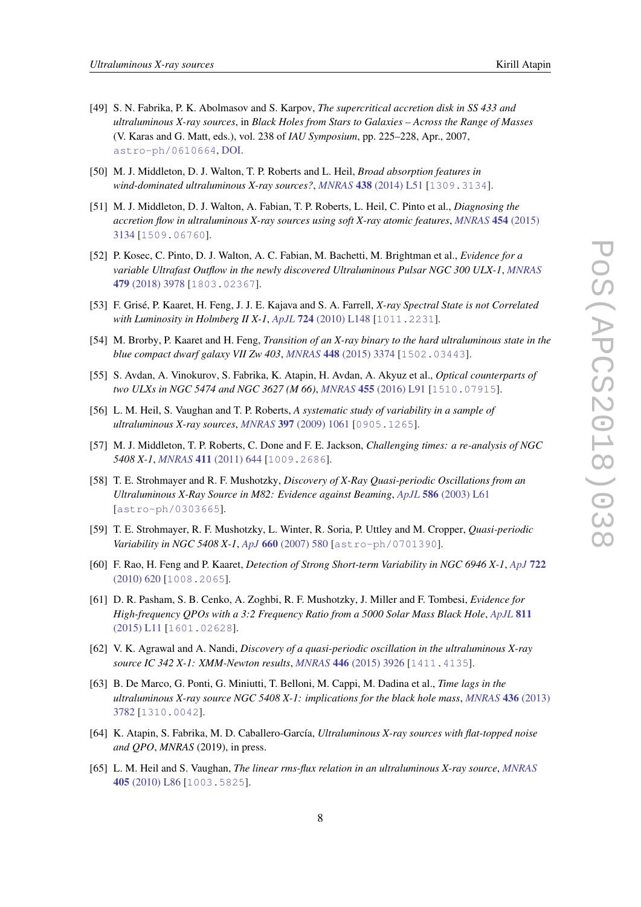[49] S. N. Fabrika, P. K. Abolmasov and S. Karpov, *The supercritical accretion disk in SS 433 and ultraluminous X-ray sources*, in *Black Holes from Stars to Galaxies – Across the Range of Masses* (V. Karas and G. Matt, eds.), vol. 238 of *IAU Symposium*, pp. 225–228, Apr., 2007, astro-ph/0610664, DOI.

[50] M. J. Middleton, D. J. Walton, T. P. Roberts and L. Heil, *Broad absorption features in wind-dominated ultraluminous X-ray sources?*, *MNRAS* **438** (2014) L51 [1309.3134].

[51] M. J. Middleton, D. J. Walton, A. Fabian, T. P. Roberts, L. Heil, C. Pinto et al., *Diagnosing the accretion flow in ultraluminous X-ray sources using soft X-ray atomic features*, *MNRAS* **454** (2015) 3134 [1509.06760].

[52] P. Kosec, C. Pinto, D. J. Walton, A. C. Fabian, M. Bachetti, M. Brightman et al., *Evidence for a variable Ultrafast Outflow in the newly discovered Ultraluminous Pulsar NGC 300 ULX-1*, *MNRAS* **479** (2018) 3978 [1803.02367].

[53] F. Grisé, P. Kaaret, H. Feng, J. J. E. Kajava and S. A. Farrell, *X-ray Spectral State is not Correlated with Luminosity in Holmberg II X-1*, *ApJL* **724** (2010) L148 [1011.2231].

[54] M. Brorby, P. Kaaret and H. Feng, *Transition of an X-ray binary to the hard ultraluminous state in the blue compact dwarf galaxy VII Zw 403*, *MNRAS* **448** (2015) 3374 [1502.03443].

[55] S. Avdan, A. Vinokurov, S. Fabrika, K. Atapin, H. Avdan, A. Akyuz et al., *Optical counterparts of two ULXs in NGC 5474 and NGC 3627 (M 66)*, *MNRAS* **455** (2016) L91 [1510.07915].

[56] L. M. Heil, S. Vaughan and T. P. Roberts, *A systematic study of variability in a sample of ultraluminous X-ray sources*, *MNRAS* **397** (2009) 1061 [0905.1265].

[57] M. J. Middleton, T. P. Roberts, C. Done and F. E. Jackson, *Challenging times: a re-analysis of NGC 5408 X-1*, *MNRAS* **411** (2011) 644 [1009.2686].

[58] T. E. Strohmayer and R. F. Mushotzky, *Discovery of X-Ray Quasi-periodic Oscillations from an Ultraluminous X-Ray Source in M82: Evidence against Beaming*, *ApJL* **586** (2003) L61 [astro-ph/0303665].

[59] T. E. Strohmayer, R. F. Mushotzky, L. Winter, R. Soria, P. Uttley and M. Cropper, *Quasi-periodic Variability in NGC 5408 X-1*, *ApJ* **660** (2007) 580 [astro-ph/0701390].

[60] F. Rao, H. Feng and P. Kaaret, *Detection of Strong Short-term Variability in NGC 6946 X-1*, *ApJ* **722** (2010) 620 [1008.2065].

[61] D. R. Pasham, S. B. Cenko, A. Zoghbi, R. F. Mushotzky, J. Miller and F. Tombesi, *Evidence for High-frequency QPOs with a 3:2 Frequency Ratio from a 5000 Solar Mass Black Hole*, *ApJL* **811** (2015) L11 [1601.02628].

[62] V. K. Agrawal and A. Nandi, *Discovery of a quasi-periodic oscillation in the ultraluminous X-ray source IC 342 X-1: XMM-Newton results*, *MNRAS* **446** (2015) 3926 [1411.4135].

[63] B. De Marco, G. Ponti, G. Miniutti, T. Belloni, M. Cappi, M. Dadina et al., *Time lags in the ultraluminous X-ray source NGC 5408 X-1: implications for the black hole mass*, *MNRAS* **436** (2013) 3782 [1310.0042].

[64] K. Atapin, S. Fabrika, M. D. Caballero-García, *Ultraluminous X-ray sources with flat-topped noise and QPO*, *MNRAS* (2019), in press.

[65] L. M. Heil and S. Vaughan, *The linear rms-flux relation in an ultraluminous X-ray source*, *MNRAS* **405** (2010) L86 [1003.5825].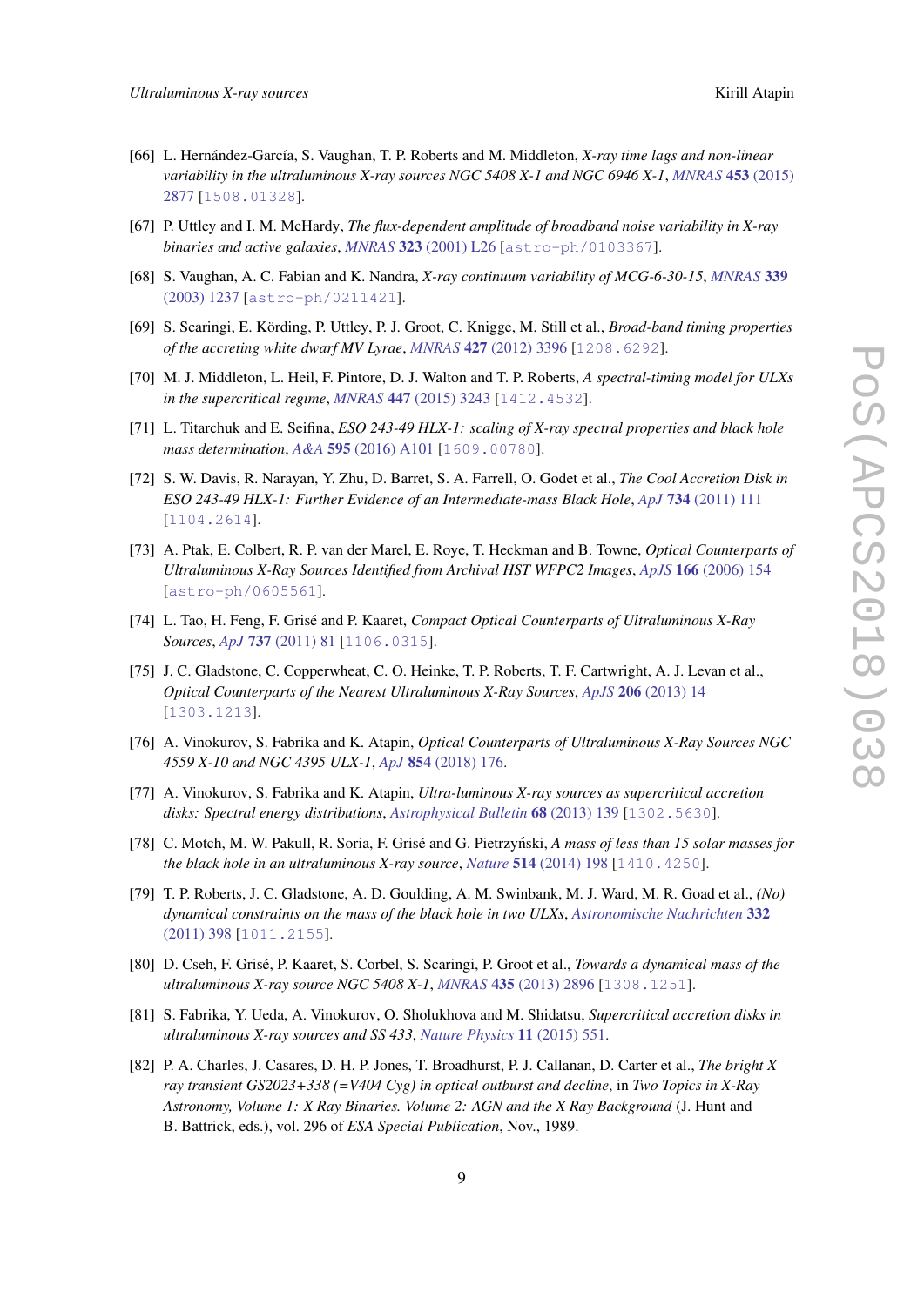[66] L. Hernández-García, S. Vaughan, T. P. Roberts and M. Middleton, *X-ray time lags and non-linear variability in the ultraluminous X-ray sources NGC 5408 X-1 and NGC 6946 X-1*, *MNRAS* **453** (2015) 2877 [1508.01328].

[67] P. Uttley and I. M. McHardy, *The flux-dependent amplitude of broadband noise variability in X-ray binaries and active galaxies*, *MNRAS* **323** (2001) L26 [astro-ph/0103367].

[68] S. Vaughan, A. C. Fabian and K. Nandra, *X-ray continuum variability of MCG-6-30-15*, *MNRAS* **339** (2003) 1237 [astro-ph/0211421].

[69] S. Scaringi, E. Körding, P. Uttley, P. J. Groot, C. Knigge, M. Still et al., *Broad-band timing properties of the accreting white dwarf MV Lyrae*, *MNRAS* **427** (2012) 3396 [1208.6292].

[70] M. J. Middleton, L. Heil, F. Pintore, D. J. Walton and T. P. Roberts, *A spectral-timing model for ULXs in the supercritical regime*, *MNRAS* **447** (2015) 3243 [1412.4532].

[71] L. Titarchuk and E. Seifina, *ESO 243-49 HLX-1: scaling of X-ray spectral properties and black hole mass determination*, *A&A* **595** (2016) A101 [1609.00780].

[72] S. W. Davis, R. Narayan, Y. Zhu, D. Barret, S. A. Farrell, O. Godet et al., *The Cool Accretion Disk in ESO 243-49 HLX-1: Further Evidence of an Intermediate-mass Black Hole*, *ApJ* **734** (2011) 111 [1104.2614].

[73] A. Ptak, E. Colbert, R. P. van der Marel, E. Roye, T. Heckman and B. Towne, *Optical Counterparts of Ultraluminous X-Ray Sources Identified from Archival HST WFPC2 Images*, *ApJS* **166** (2006) 154 [astro-ph/0605561].

[74] L. Tao, H. Feng, F. Grisé and P. Kaaret, *Compact Optical Counterparts of Ultraluminous X-Ray Sources*, *ApJ* **737** (2011) 81 [1106.0315].

[75] J. C. Gladstone, C. Copperwheat, C. O. Heinke, T. P. Roberts, T. F. Cartwright, A. J. Levan et al., *Optical Counterparts of the Nearest Ultraluminous X-Ray Sources*, *ApJS* **206** (2013) 14 [1303.1213].

[76] A. Vinokurov, S. Fabrika and K. Atapin, *Optical Counterparts of Ultraluminous X-Ray Sources NGC 4559 X-10 and NGC 4395 ULX-1*, *ApJ* **854** (2018) 176.

[77] A. Vinokurov, S. Fabrika and K. Atapin, *Ultra-luminous X-ray sources as supercritical accretion disks: Spectral energy distributions*, *Astrophysical Bulletin* **68** (2013) 139 [1302.5630].

[78] C. Motch, M. W. Pakull, R. Soria, F. Grisé and G. Pietrzyński, *A mass of less than 15 solar masses for the black hole in an ultraluminous X-ray source*, *Nature* **514** (2014) 198 [1410.4250].

[79] T. P. Roberts, J. C. Gladstone, A. D. Goulding, A. M. Swinbank, M. J. Ward, M. R. Goad et al., *(No) dynamical constraints on the mass of the black hole in two ULXs*, *Astronomische Nachrichten* **332** (2011) 398 [1011.2155].

[80] D. Cseh, F. Grisé, P. Kaaret, S. Corbel, S. Scaringi, P. Groot et al., *Towards a dynamical mass of the ultraluminous X-ray source NGC 5408 X-1*, *MNRAS* **435** (2013) 2896 [1308.1251].

[81] S. Fabrika, Y. Ueda, A. Vinokurov, O. Sholukhova and M. Shidatsu, *Supercritical accretion disks in ultraluminous X-ray sources and SS 433*, *Nature Physics* **11** (2015) 551.

[82] P. A. Charles, J. Casares, D. H. P. Jones, T. Broadhurst, P. J. Callanan, D. Carter et al., *The bright X ray transient GS2023+338 (=V404 Cyg) in optical outburst and decline*, in *Two Topics in X-Ray Astronomy, Volume 1: X Ray Binaries. Volume 2: AGN and the X Ray Background* (J. Hunt and B. Battrick, eds.), vol. 296 of *ESA Special Publication*, Nov., 1989.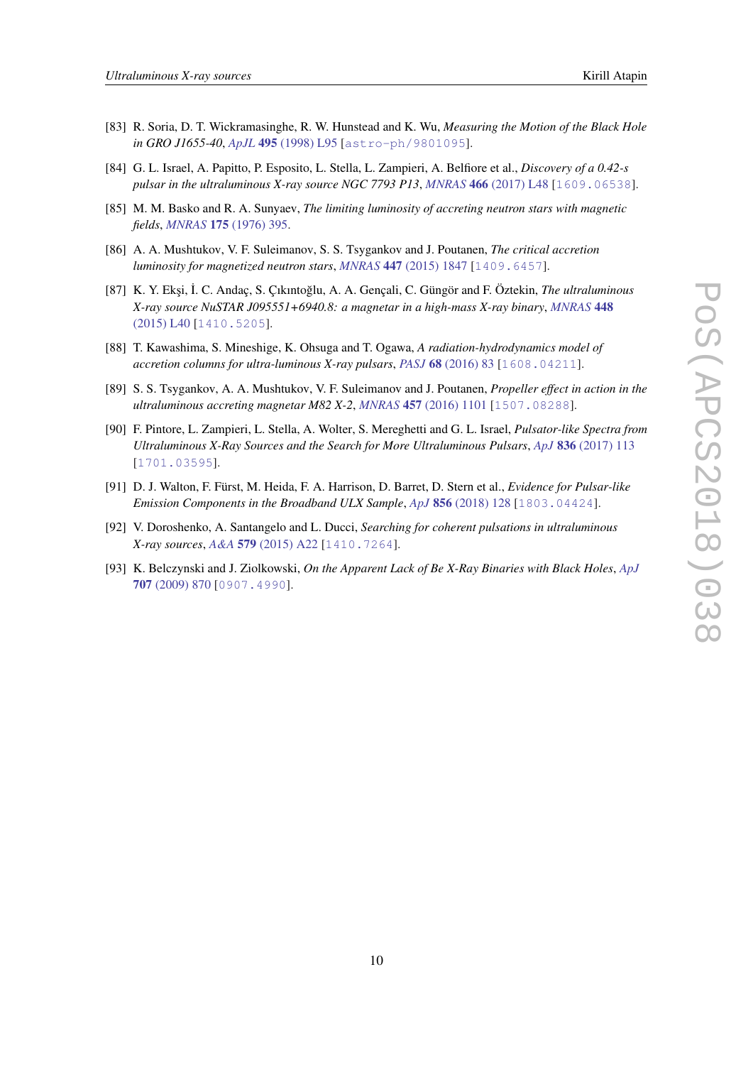[83] R. Soria, D. T. Wickramasinghe, R. W. Hunstead and K. Wu, *Measuring the Motion of the Black Hole in GRO J1655-40*, *ApJL* **495** (1998) L95 [astro-ph/9801095].

[84] G. L. Israel, A. Papitto, P. Esposito, L. Stella, L. Zampieri, A. Belfiore et al., *Discovery of a 0.42-s pulsar in the ultraluminous X-ray source NGC 7793 P13*, *MNRAS* **466** (2017) L48 [1609.06538].

[85] M. M. Basko and R. A. Sunyaev, *The limiting luminosity of accreting neutron stars with magnetic fields*, *MNRAS* **175** (1976) 395.

[86] A. A. Mushtukov, V. F. Suleimanov, S. S. Tsygankov and J. Poutanen, *The critical accretion luminosity for magnetized neutron stars*, *MNRAS* **447** (2015) 1847 [1409.6457].

[87] K. Y. Ekşi, İ. C. Andaç, S. Çıkıntoğlu, A. A. Gençali, C. Güngör and F. Öztekin, *The ultraluminous X-ray source NuSTAR J095551+6940.8: a magnetar in a high-mass X-ray binary*, *MNRAS* **448** (2015) L40 [1410.5205].

[88] T. Kawashima, S. Mineshige, K. Ohsuga and T. Ogawa, *A radiation-hydrodynamics model of accretion columns for ultra-luminous X-ray pulsars*, *PASJ* **68** (2016) 83 [1608.04211].

[89] S. S. Tsygankov, A. A. Mushtukov, V. F. Suleimanov and J. Poutanen, *Propeller effect in action in the ultraluminous accreting magnetar M82 X-2*, *MNRAS* **457** (2016) 1101 [1507.08288].

[90] F. Pintore, L. Zampieri, L. Stella, A. Wolter, S. Mereghetti and G. L. Israel, *Pulsator-like Spectra from Ultraluminous X-Ray Sources and the Search for More Ultraluminous Pulsars*, *ApJ* **836** (2017) 113 [1701.03595].

[91] D. J. Walton, F. Fürst, M. Heida, F. A. Harrison, D. Barret, D. Stern et al., *Evidence for Pulsar-like Emission Components in the Broadband ULX Sample*, *ApJ* **856** (2018) 128 [1803.04424].

[92] V. Doroshenko, A. Santangelo and L. Ducci, *Searching for coherent pulsations in ultraluminous X-ray sources*, *A&A* **579** (2015) A22 [1410.7264].

[93] K. Belczynski and J. Ziolkowski, *On the Apparent Lack of Be X-Ray Binaries with Black Holes*, *ApJ* **707** (2009) 870 [0907.4990].